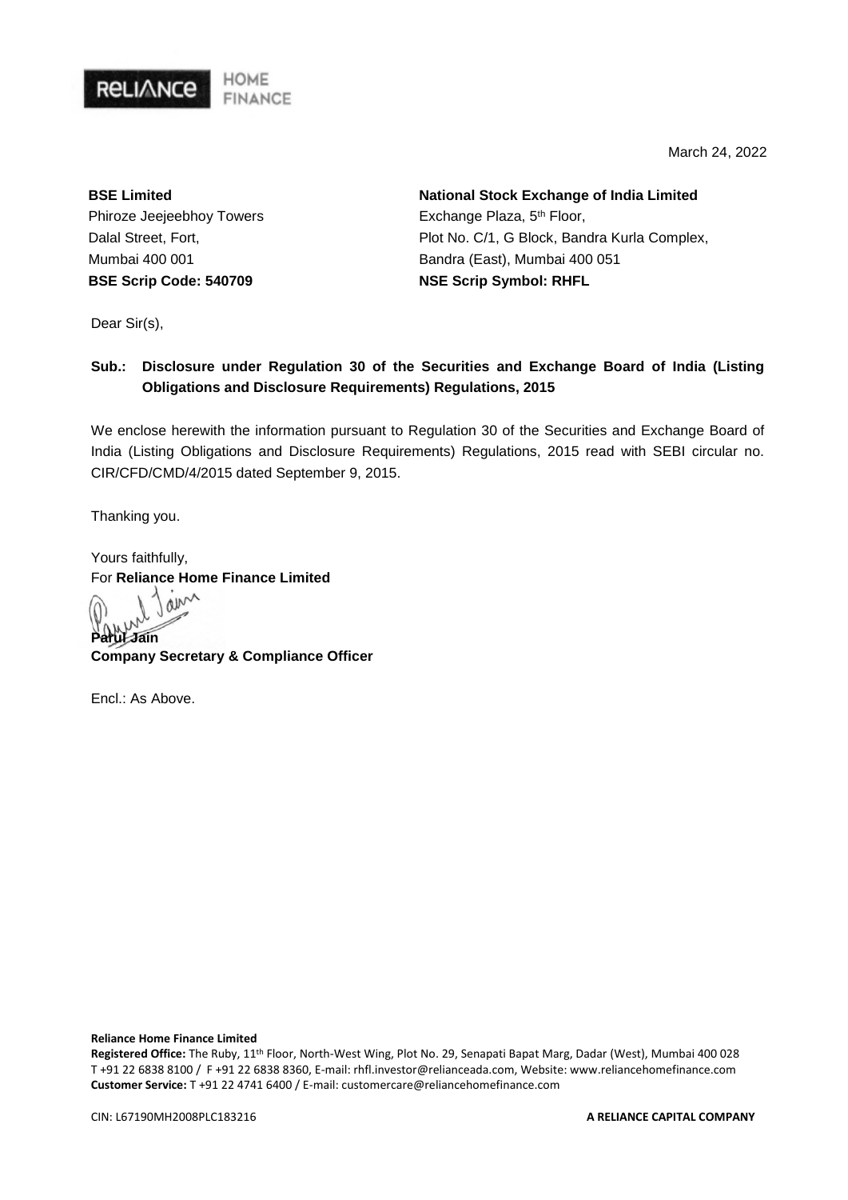March 24, 2022

**BSE Limited**
Phiroze Jeejeebhoy Towers
Dalal Street, Fort,
Mumbai 400 001
**BSE Scrip Code: 540709**

**National Stock Exchange of India Limited**
Exchange Plaza, 5th Floor,
Plot No. C/1, G Block, Bandra Kurla Complex,
Bandra (East), Mumbai 400 051
**NSE Scrip Symbol: RHFL**

Dear Sir(s),

**Sub.: Disclosure under Regulation 30 of the Securities and Exchange Board of India (Listing Obligations and Disclosure Requirements) Regulations, 2015**

We enclose herewith the information pursuant to Regulation 30 of the Securities and Exchange Board of India (Listing Obligations and Disclosure Requirements) Regulations, 2015 read with SEBI circular no. CIR/CFD/CMD/4/2015 dated September 9, 2015.

Thanking you.

Yours faithfully,
For **Reliance Home Finance Limited**

**Parul Jain**
**Company Secretary & Compliance Officer**

Encl.: As Above.

**Reliance Home Finance Limited**
**Registered Office:** The Ruby, 11th Floor, North-West Wing, Plot No. 29, Senapati Bapat Marg, Dadar (West), Mumbai 400 028
T +91 22 6838 8100 / F +91 22 6838 8360, E-mail: rhfl.investor@relianceada.com, Website: www.reliancehomefinance.com
**Customer Service:** T +91 22 4741 6400 / E-mail: customercare@reliancehomefinance.com

CIN: L67190MH2008PLC183216

**A RELIANCE CAPITAL COMPANY**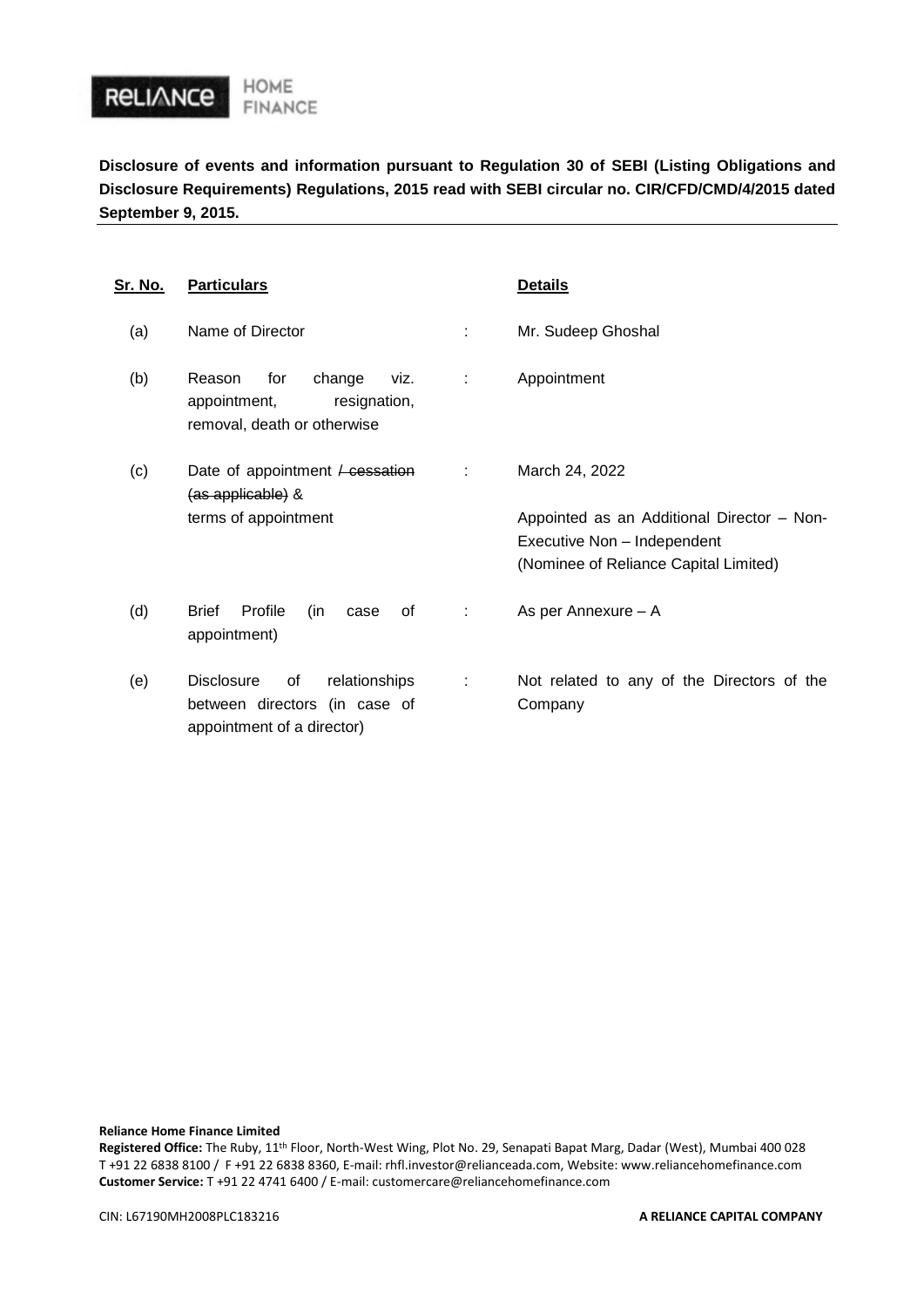**Disclosure of events and information pursuant to Regulation 30 of SEBI (Listing Obligations and Disclosure Requirements) Regulations, 2015 read with SEBI circular no. CIR/CFD/CMD/4/2015 dated September 9, 2015.**

| Sr. No. | Particulars | | Details |
|---|---|---|---|
| (a) | Name of Director | : | Mr. Sudeep Ghoshal |
| (b) | Reason for change viz. appointment, resignation, removal, death or otherwise | : | Appointment |
| (c) | Date of appointment ~~/ cessation (as applicable)~~ & terms of appointment | : | March 24, 2022<br><br>Appointed as an Additional Director – Non-Executive Non – Independent (Nominee of Reliance Capital Limited) |
| (d) | Brief Profile (in case of appointment) | : | As per Annexure – A |
| (e) | Disclosure of relationships between directors (in case of appointment of a director) | : | Not related to any of the Directors of the Company |

**Reliance Home Finance Limited**
**Registered Office:** The Ruby, 11th Floor, North-West Wing, Plot No. 29, Senapati Bapat Marg, Dadar (West), Mumbai 400 028
T +91 22 6838 8100 / F +91 22 6838 8360, E-mail: rhfl.investor@relianceada.com, Website: www.reliancehomefinance.com
**Customer Service:** T +91 22 4741 6400 / E-mail: customercare@reliancehomefinance.com

CIN: L67190MH2008PLC183216

**A RELIANCE CAPITAL COMPANY**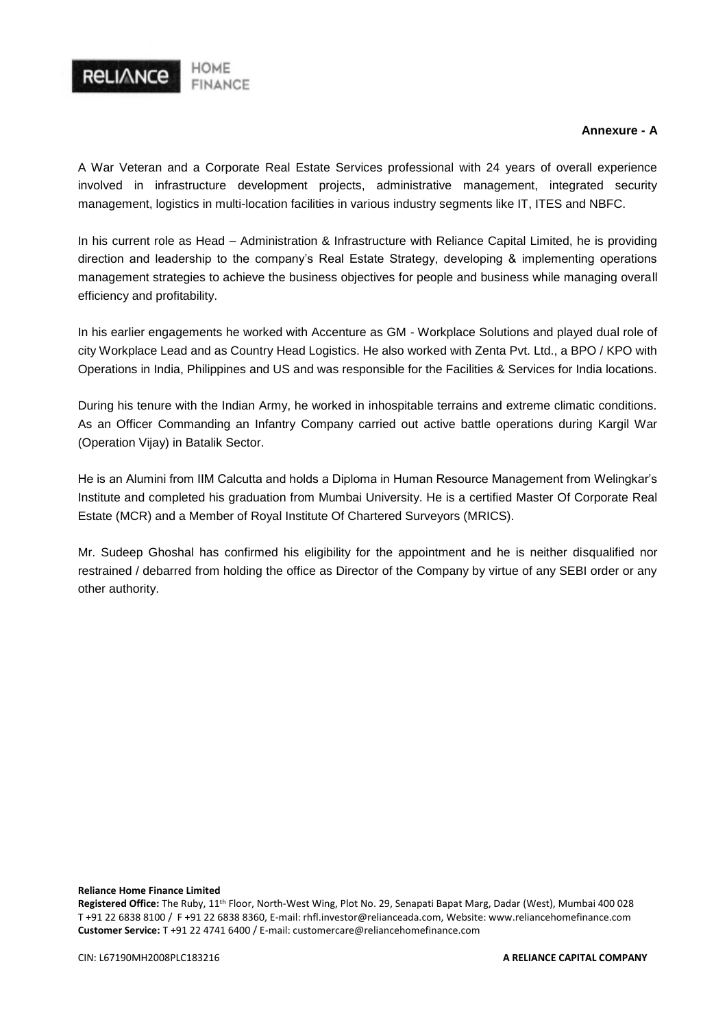**Annexure - A**

A War Veteran and a Corporate Real Estate Services professional with 24 years of overall experience involved in infrastructure development projects, administrative management, integrated security management, logistics in multi-location facilities in various industry segments like IT, ITES and NBFC.

In his current role as Head – Administration & Infrastructure with Reliance Capital Limited, he is providing direction and leadership to the company's Real Estate Strategy, developing & implementing operations management strategies to achieve the business objectives for people and business while managing overall efficiency and profitability.

In his earlier engagements he worked with Accenture as GM - Workplace Solutions and played dual role of city Workplace Lead and as Country Head Logistics. He also worked with Zenta Pvt. Ltd., a BPO / KPO with Operations in India, Philippines and US and was responsible for the Facilities & Services for India locations.

During his tenure with the Indian Army, he worked in inhospitable terrains and extreme climatic conditions. As an Officer Commanding an Infantry Company carried out active battle operations during Kargil War (Operation Vijay) in Batalik Sector.

He is an Alumini from IIM Calcutta and holds a Diploma in Human Resource Management from Welingkar's Institute and completed his graduation from Mumbai University. He is a certified Master Of Corporate Real Estate (MCR) and a Member of Royal Institute Of Chartered Surveyors (MRICS).

Mr. Sudeep Ghoshal has confirmed his eligibility for the appointment and he is neither disqualified nor restrained / debarred from holding the office as Director of the Company by virtue of any SEBI order or any other authority.